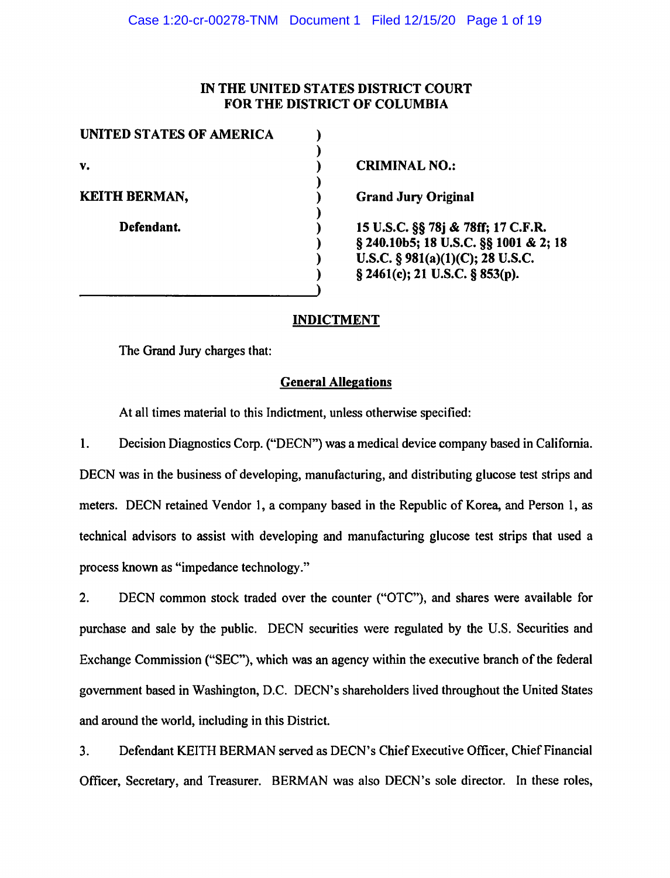# IN THE UNITED STATES DISTRICT COURT
# FOR THE DISTRICT OF COLUMBIA

| | | |
|---|---|---|
| **UNITED STATES OF AMERICA** | ) | |
| | ) | |
| **v.** | ) | **CRIMINAL NO.:** |
| | ) | |
| **KEITH BERMAN,** | ) | **Grand Jury Original** |
| | ) | |
| **Defendant.** | ) | **15 U.S.C. §§ 78j & 78ff; 17 C.F.R. § 240.10b5; 18 U.S.C. §§ 1001 & 2; 18 U.S.C. § 981(a)(1)(C); 28 U.S.C. § 2461(c); 21 U.S.C. § 853(p).** |

## INDICTMENT

The Grand Jury charges that:

### General Allegations

At all times material to this Indictment, unless otherwise specified:

1. Decision Diagnostics Corp. ("DECN") was a medical device company based in California. DECN was in the business of developing, manufacturing, and distributing glucose test strips and meters. DECN retained Vendor 1, a company based in the Republic of Korea, and Person 1, as technical advisors to assist with developing and manufacturing glucose test strips that used a process known as "impedance technology."

2. DECN common stock traded over the counter ("OTC"), and shares were available for purchase and sale by the public. DECN securities were regulated by the U.S. Securities and Exchange Commission ("SEC"), which was an agency within the executive branch of the federal government based in Washington, D.C. DECN's shareholders lived throughout the United States and around the world, including in this District.

3. Defendant KEITH BERMAN served as DECN's Chief Executive Officer, Chief Financial Officer, Secretary, and Treasurer. BERMAN was also DECN's sole director. In these roles,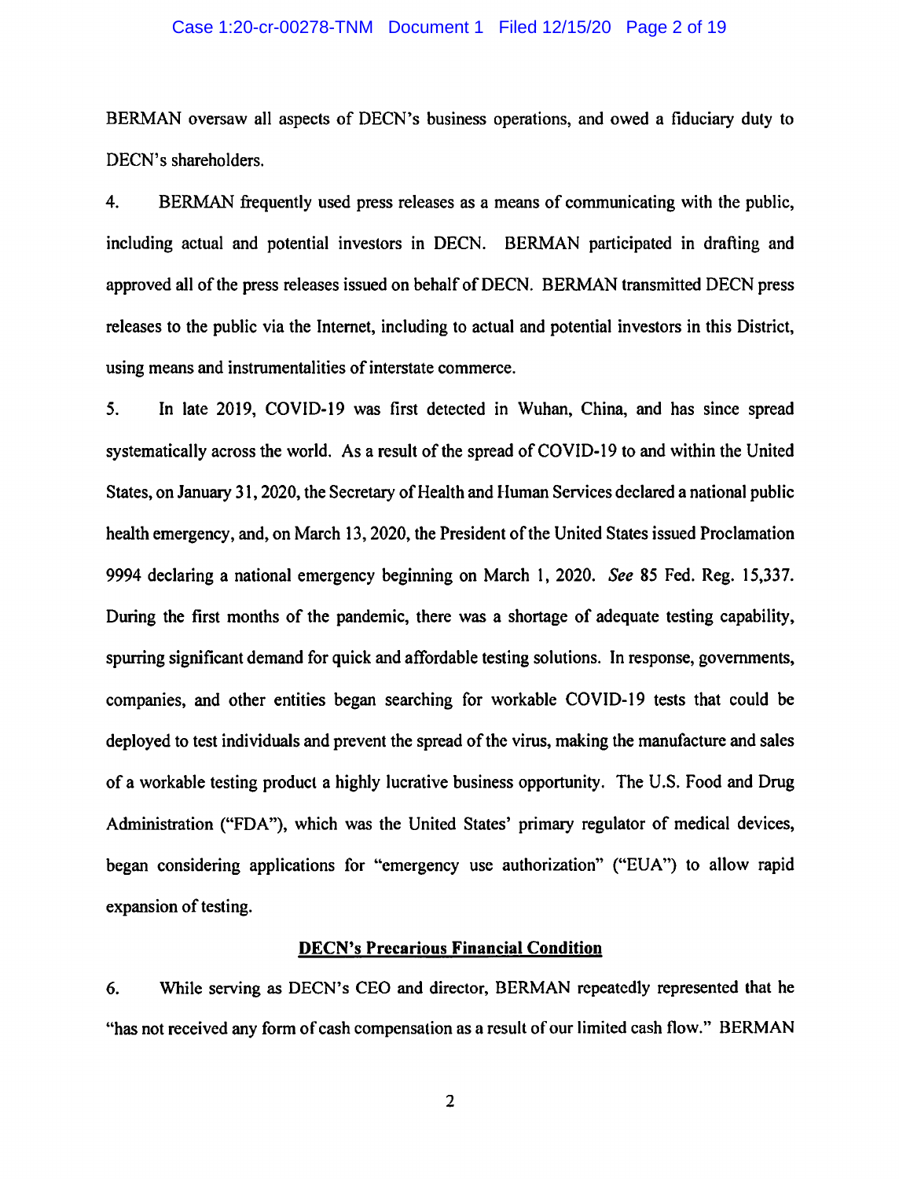BERMAN oversaw all aspects of DECN's business operations, and owed a fiduciary duty to DECN's shareholders.

4. BERMAN frequently used press releases as a means of communicating with the public, including actual and potential investors in DECN. BERMAN participated in drafting and approved all of the press releases issued on behalf of DECN. BERMAN transmitted DECN press releases to the public via the Internet, including to actual and potential investors in this District, using means and instrumentalities of interstate commerce.

5. In late 2019, COVID-19 was first detected in Wuhan, China, and has since spread systematically across the world. As a result of the spread of COVID-19 to and within the United States, on January 31, 2020, the Secretary of Health and Human Services declared a national public health emergency, and, on March 13, 2020, the President of the United States issued Proclamation 9994 declaring a national emergency beginning on March 1, 2020. *See* 85 Fed. Reg. 15,337. During the first months of the pandemic, there was a shortage of adequate testing capability, spurring significant demand for quick and affordable testing solutions. In response, governments, companies, and other entities began searching for workable COVID-19 tests that could be deployed to test individuals and prevent the spread of the virus, making the manufacture and sales of a workable testing product a highly lucrative business opportunity. The U.S. Food and Drug Administration ("FDA"), which was the United States' primary regulator of medical devices, began considering applications for "emergency use authorization" ("EUA") to allow rapid expansion of testing.

**DECN's Precarious Financial Condition**

6. While serving as DECN's CEO and director, BERMAN repeatedly represented that he "has not received any form of cash compensation as a result of our limited cash flow." BERMAN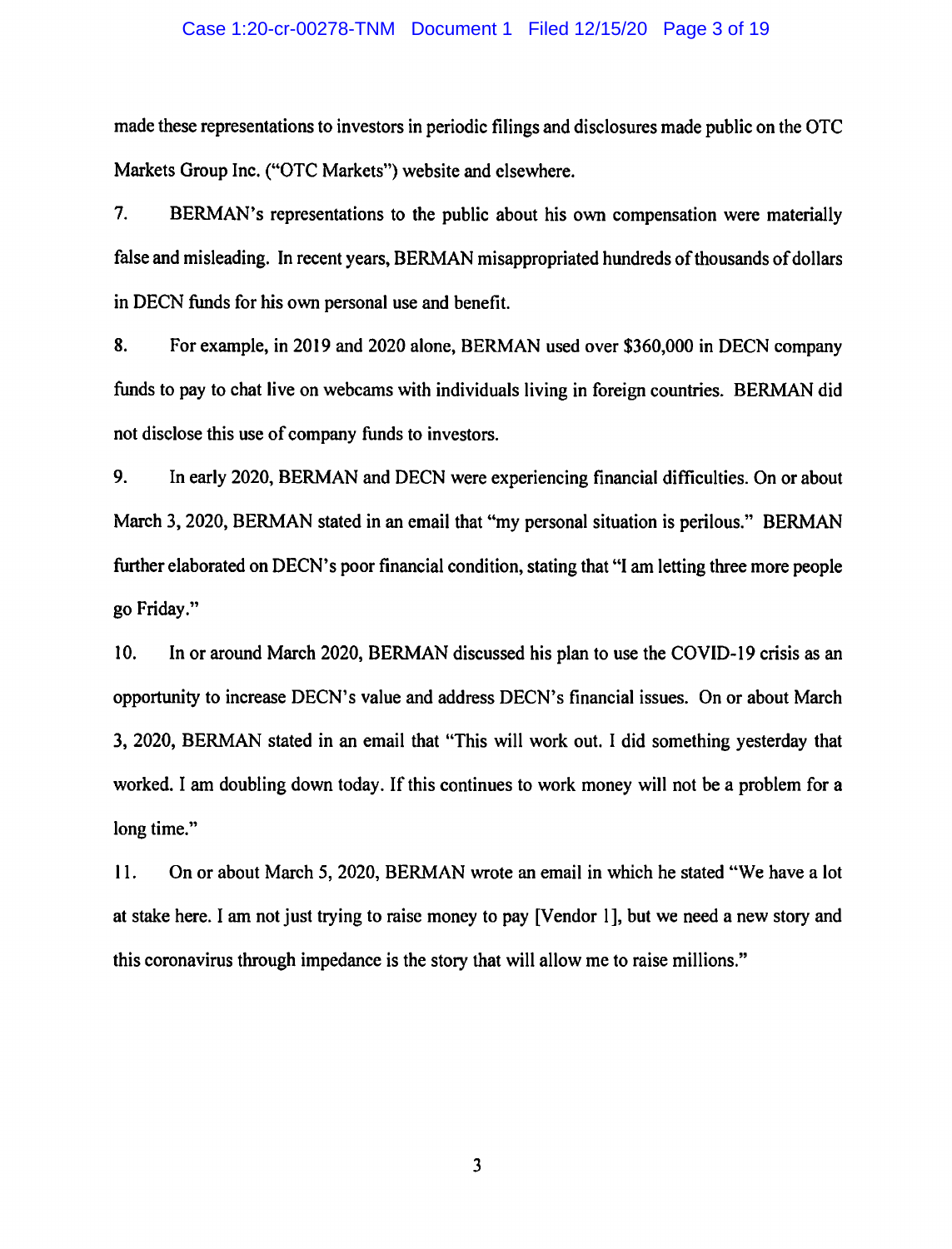made these representations to investors in periodic filings and disclosures made public on the OTC Markets Group Inc. ("OTC Markets") website and elsewhere.

7. BERMAN's representations to the public about his own compensation were materially false and misleading. In recent years, BERMAN misappropriated hundreds of thousands of dollars in DECN funds for his own personal use and benefit.

8. For example, in 2019 and 2020 alone, BERMAN used over $360,000 in DECN company funds to pay to chat live on webcams with individuals living in foreign countries. BERMAN did not disclose this use of company funds to investors.

9. In early 2020, BERMAN and DECN were experiencing financial difficulties. On or about March 3, 2020, BERMAN stated in an email that "my personal situation is perilous." BERMAN further elaborated on DECN's poor financial condition, stating that "I am letting three more people go Friday."

10. In or around March 2020, BERMAN discussed his plan to use the COVID-19 crisis as an opportunity to increase DECN's value and address DECN's financial issues. On or about March 3, 2020, BERMAN stated in an email that "This will work out. I did something yesterday that worked. I am doubling down today. If this continues to work money will not be a problem for a long time."

11. On or about March 5, 2020, BERMAN wrote an email in which he stated "We have a lot at stake here. I am not just trying to raise money to pay [Vendor 1], but we need a new story and this coronavirus through impedance is the story that will allow me to raise millions."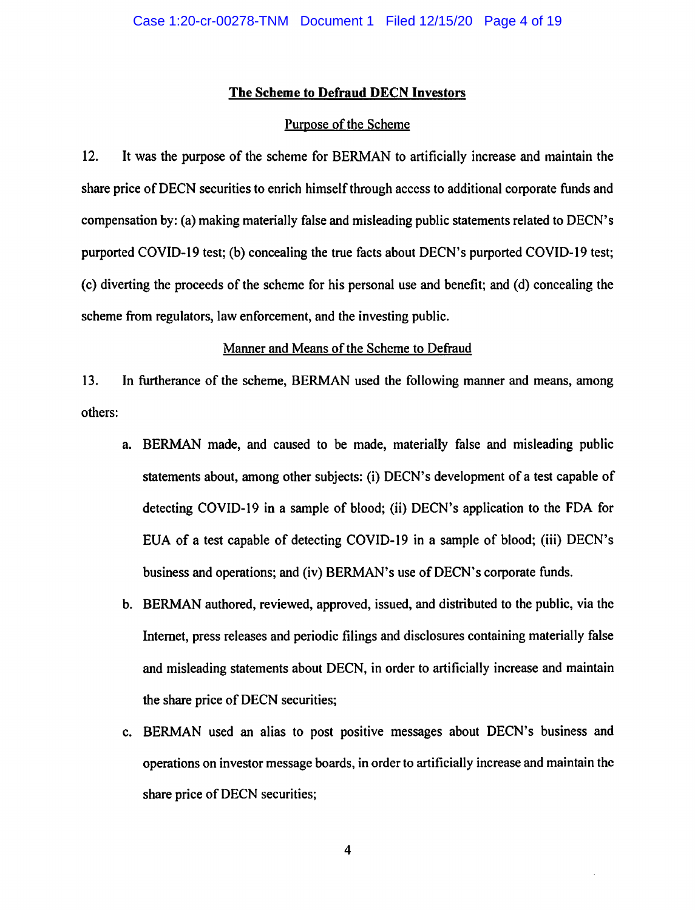## The Scheme to Defraud DECN Investors

### Purpose of the Scheme

12. It was the purpose of the scheme for BERMAN to artificially increase and maintain the share price of DECN securities to enrich himself through access to additional corporate funds and compensation by: (a) making materially false and misleading public statements related to DECN's purported COVID-19 test; (b) concealing the true facts about DECN's purported COVID-19 test; (c) diverting the proceeds of the scheme for his personal use and benefit; and (d) concealing the scheme from regulators, law enforcement, and the investing public.

### Manner and Means of the Scheme to Defraud

13. In furtherance of the scheme, BERMAN used the following manner and means, among others:

   a. BERMAN made, and caused to be made, materially false and misleading public statements about, among other subjects: (i) DECN's development of a test capable of detecting COVID-19 in a sample of blood; (ii) DECN's application to the FDA for EUA of a test capable of detecting COVID-19 in a sample of blood; (iii) DECN's business and operations; and (iv) BERMAN's use of DECN's corporate funds.

   b. BERMAN authored, reviewed, approved, issued, and distributed to the public, via the Internet, press releases and periodic filings and disclosures containing materially false and misleading statements about DECN, in order to artificially increase and maintain the share price of DECN securities;

   c. BERMAN used an alias to post positive messages about DECN's business and operations on investor message boards, in order to artificially increase and maintain the share price of DECN securities;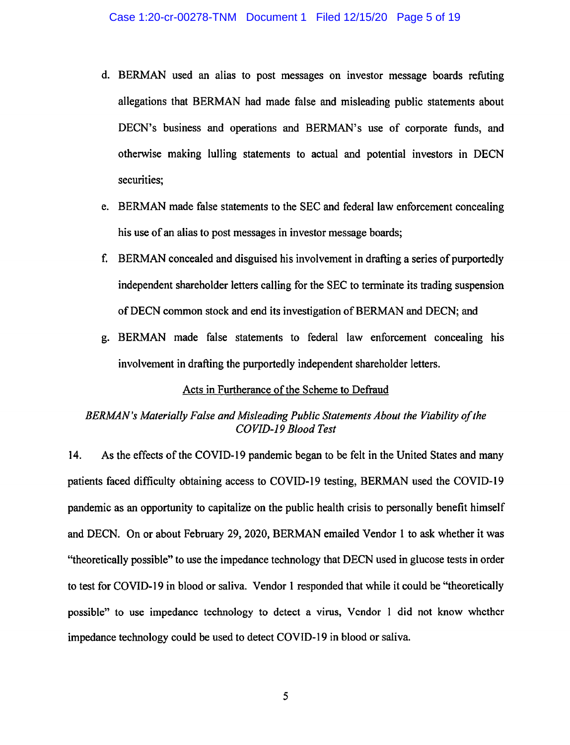d. BERMAN used an alias to post messages on investor message boards refuting allegations that BERMAN had made false and misleading public statements about DECN's business and operations and BERMAN's use of corporate funds, and otherwise making lulling statements to actual and potential investors in DECN securities;

e. BERMAN made false statements to the SEC and federal law enforcement concealing his use of an alias to post messages in investor message boards;

f. BERMAN concealed and disguised his involvement in drafting a series of purportedly independent shareholder letters calling for the SEC to terminate its trading suspension of DECN common stock and end its investigation of BERMAN and DECN; and

g. BERMAN made false statements to federal law enforcement concealing his involvement in drafting the purportedly independent shareholder letters.

<u>Acts in Furtherance of the Scheme to Defraud</u>

*BERMAN's Materially False and Misleading Public Statements About the Viability of the COVID-19 Blood Test*

14. As the effects of the COVID-19 pandemic began to be felt in the United States and many patients faced difficulty obtaining access to COVID-19 testing, BERMAN used the COVID-19 pandemic as an opportunity to capitalize on the public health crisis to personally benefit himself and DECN. On or about February 29, 2020, BERMAN emailed Vendor 1 to ask whether it was "theoretically possible" to use the impedance technology that DECN used in glucose tests in order to test for COVID-19 in blood or saliva. Vendor 1 responded that while it could be "theoretically possible" to use impedance technology to detect a virus, Vendor 1 did not know whether impedance technology could be used to detect COVID-19 in blood or saliva.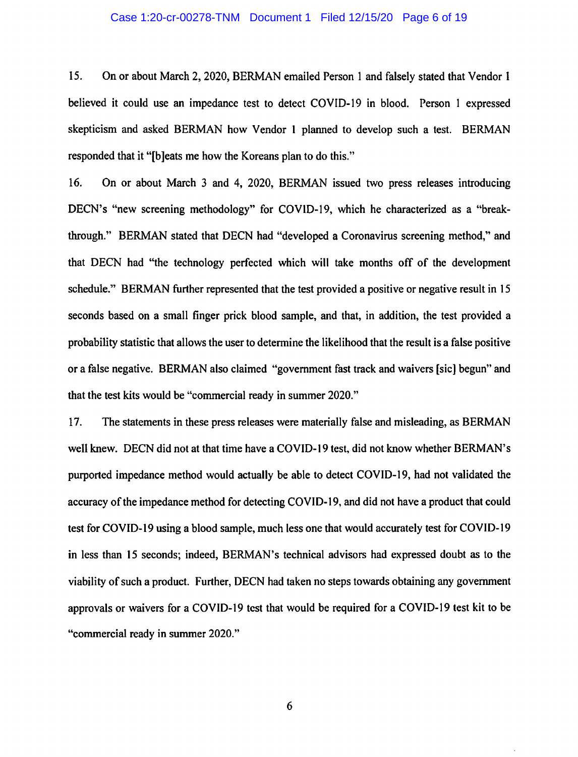15. On or about March 2, 2020, BERMAN emailed Person 1 and falsely stated that Vendor 1 believed it could use an impedance test to detect COVID-19 in blood. Person 1 expressed skepticism and asked BERMAN how Vendor 1 planned to develop such a test. BERMAN responded that it "[b]eats me how the Koreans plan to do this."

16. On or about March 3 and 4, 2020, BERMAN issued two press releases introducing DECN's "new screening methodology" for COVID-19, which he characterized as a "break-through." BERMAN stated that DECN had "developed a Coronavirus screening method," and that DECN had "the technology perfected which will take months off of the development schedule." BERMAN further represented that the test provided a positive or negative result in 15 seconds based on a small finger prick blood sample, and that, in addition, the test provided a probability statistic that allows the user to determine the likelihood that the result is a false positive or a false negative. BERMAN also claimed "government fast track and waivers [sic] begun" and that the test kits would be "commercial ready in summer 2020."

17. The statements in these press releases were materially false and misleading, as BERMAN well knew. DECN did not at that time have a COVID-19 test, did not know whether BERMAN's purported impedance method would actually be able to detect COVID-19, had not validated the accuracy of the impedance method for detecting COVID-19, and did not have a product that could test for COVID-19 using a blood sample, much less one that would accurately test for COVID-19 in less than 15 seconds; indeed, BERMAN's technical advisors had expressed doubt as to the viability of such a product. Further, DECN had taken no steps towards obtaining any government approvals or waivers for a COVID-19 test that would be required for a COVID-19 test kit to be "commercial ready in summer 2020."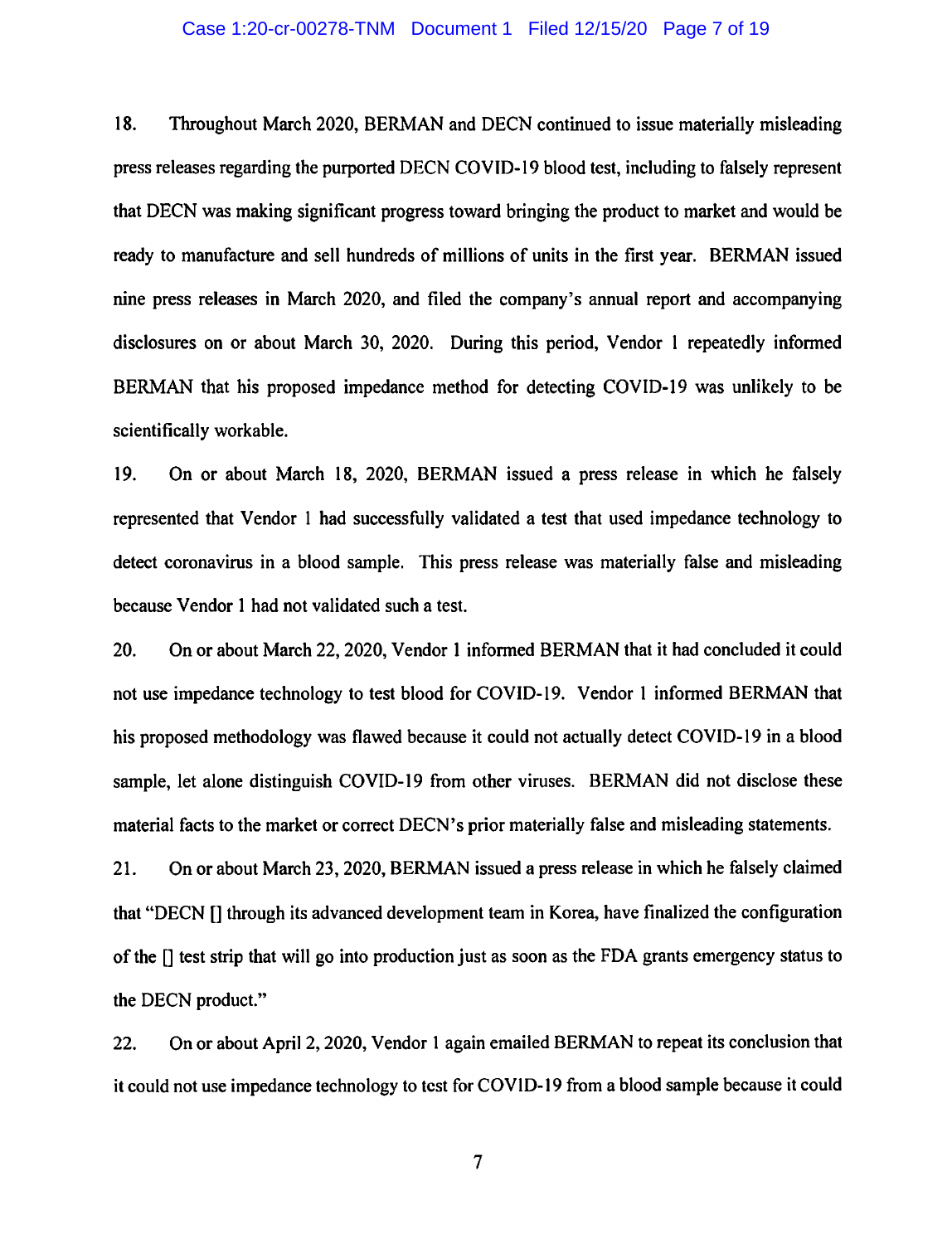18. Throughout March 2020, BERMAN and DECN continued to issue materially misleading press releases regarding the purported DECN COVID-19 blood test, including to falsely represent that DECN was making significant progress toward bringing the product to market and would be ready to manufacture and sell hundreds of millions of units in the first year. BERMAN issued nine press releases in March 2020, and filed the company's annual report and accompanying disclosures on or about March 30, 2020. During this period, Vendor 1 repeatedly informed BERMAN that his proposed impedance method for detecting COVID-19 was unlikely to be scientifically workable.

19. On or about March 18, 2020, BERMAN issued a press release in which he falsely represented that Vendor 1 had successfully validated a test that used impedance technology to detect coronavirus in a blood sample. This press release was materially false and misleading because Vendor 1 had not validated such a test.

20. On or about March 22, 2020, Vendor 1 informed BERMAN that it had concluded it could not use impedance technology to test blood for COVID-19. Vendor 1 informed BERMAN that his proposed methodology was flawed because it could not actually detect COVID-19 in a blood sample, let alone distinguish COVID-19 from other viruses. BERMAN did not disclose these material facts to the market or correct DECN's prior materially false and misleading statements.

21. On or about March 23, 2020, BERMAN issued a press release in which he falsely claimed that "DECN [] through its advanced development team in Korea, have finalized the configuration of the [] test strip that will go into production just as soon as the FDA grants emergency status to the DECN product."

22. On or about April 2, 2020, Vendor 1 again emailed BERMAN to repeat its conclusion that it could not use impedance technology to test for COVID-19 from a blood sample because it could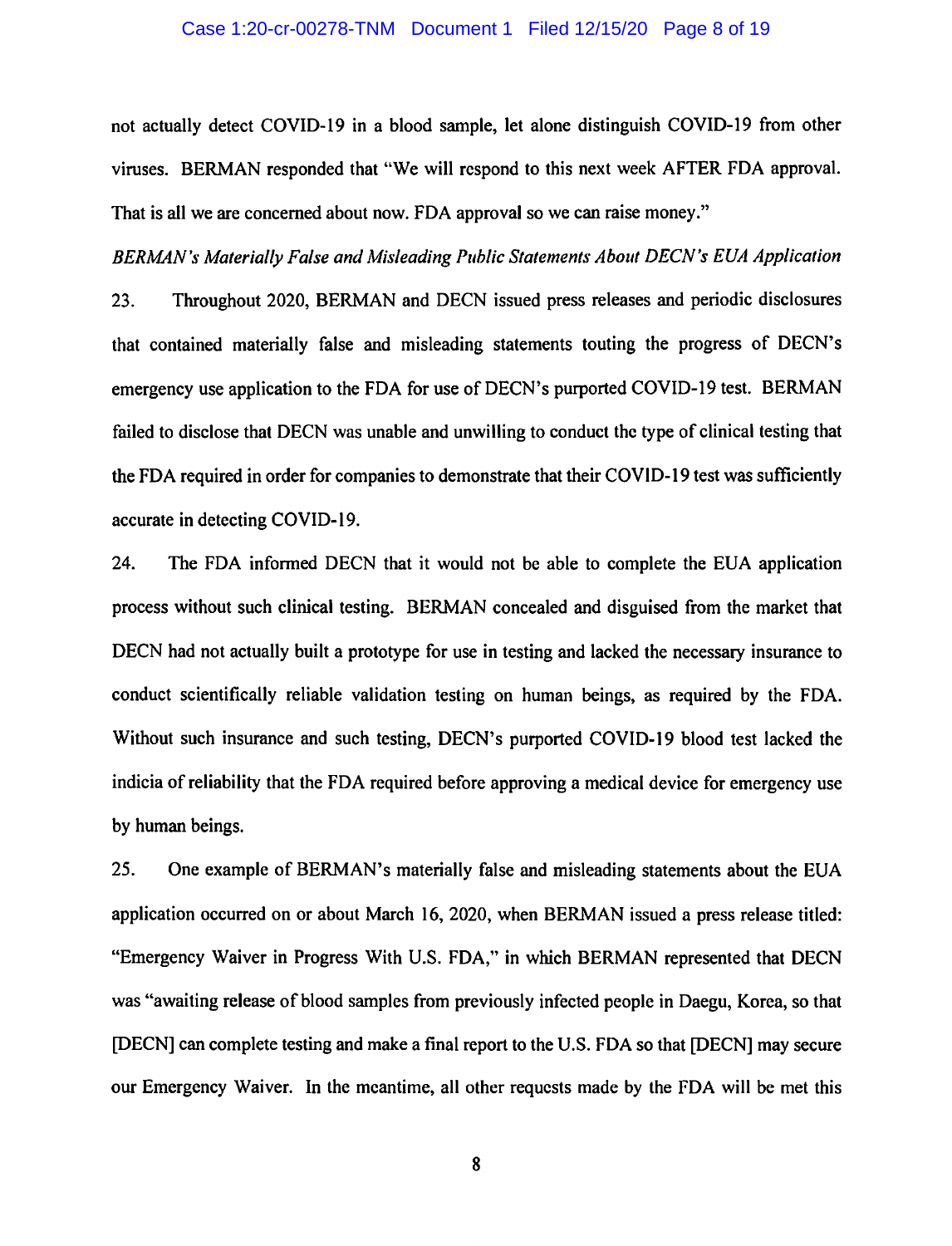not actually detect COVID-19 in a blood sample, let alone distinguish COVID-19 from other viruses. BERMAN responded that "We will respond to this next week AFTER FDA approval. That is all we are concerned about now. FDA approval so we can raise money."

*BERMAN's Materially False and Misleading Public Statements About DECN's EUA Application*

23. Throughout 2020, BERMAN and DECN issued press releases and periodic disclosures that contained materially false and misleading statements touting the progress of DECN's emergency use application to the FDA for use of DECN's purported COVID-19 test. BERMAN failed to disclose that DECN was unable and unwilling to conduct the type of clinical testing that the FDA required in order for companies to demonstrate that their COVID-19 test was sufficiently accurate in detecting COVID-19.

24. The FDA informed DECN that it would not be able to complete the EUA application process without such clinical testing. BERMAN concealed and disguised from the market that DECN had not actually built a prototype for use in testing and lacked the necessary insurance to conduct scientifically reliable validation testing on human beings, as required by the FDA. Without such insurance and such testing, DECN's purported COVID-19 blood test lacked the indicia of reliability that the FDA required before approving a medical device for emergency use by human beings.

25. One example of BERMAN's materially false and misleading statements about the EUA application occurred on or about March 16, 2020, when BERMAN issued a press release titled: "Emergency Waiver in Progress With U.S. FDA," in which BERMAN represented that DECN was "awaiting release of blood samples from previously infected people in Daegu, Korea, so that [DECN] can complete testing and make a final report to the U.S. FDA so that [DECN] may secure our Emergency Waiver. In the meantime, all other requests made by the FDA will be met this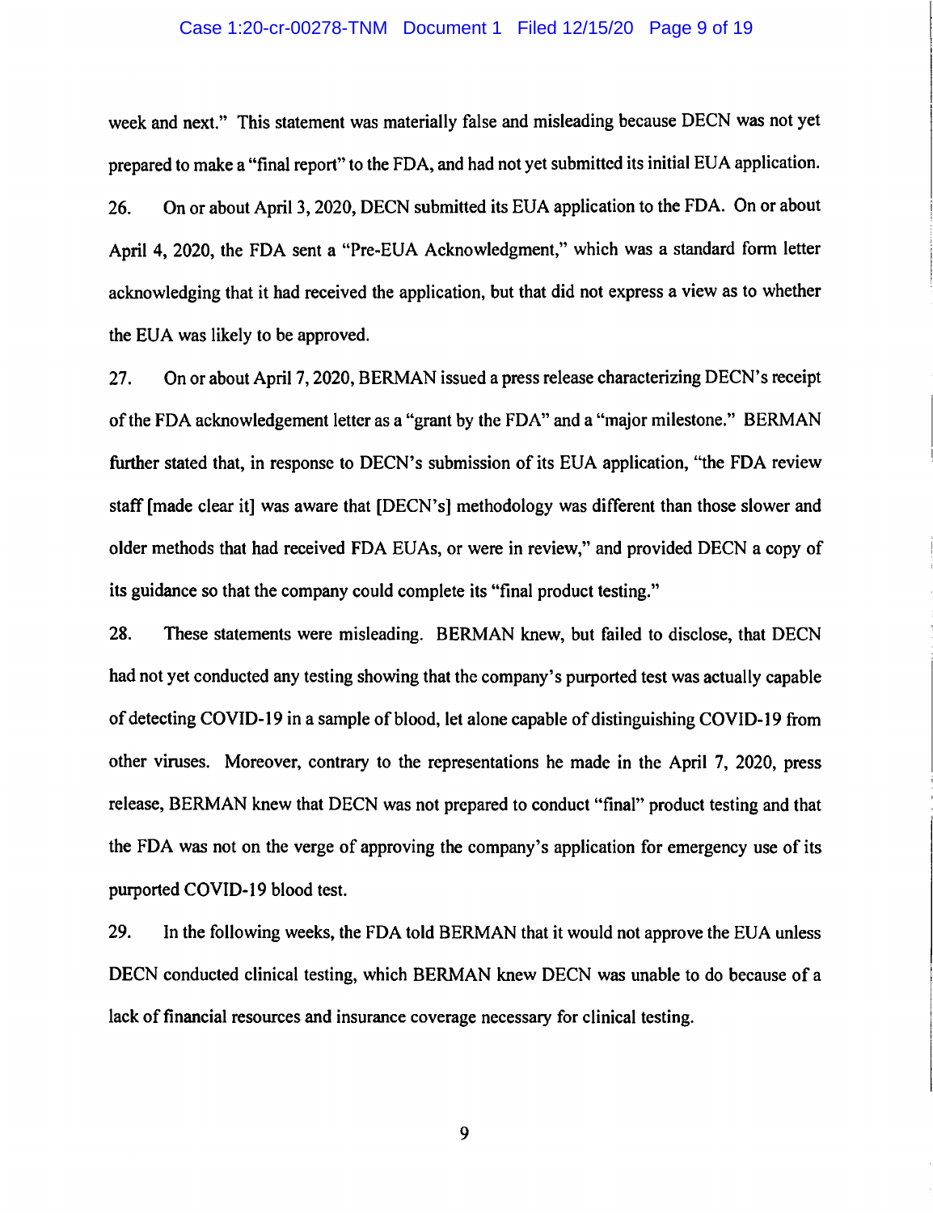week and next." This statement was materially false and misleading because DECN was not yet prepared to make a "final report" to the FDA, and had not yet submitted its initial EUA application.

26. On or about April 3, 2020, DECN submitted its EUA application to the FDA. On or about April 4, 2020, the FDA sent a "Pre-EUA Acknowledgment," which was a standard form letter acknowledging that it had received the application, but that did not express a view as to whether the EUA was likely to be approved.

27. On or about April 7, 2020, BERMAN issued a press release characterizing DECN's receipt of the FDA acknowledgement letter as a "grant by the FDA" and a "major milestone." BERMAN further stated that, in response to DECN's submission of its EUA application, "the FDA review staff [made clear it] was aware that [DECN's] methodology was different than those slower and older methods that had received FDA EUAs, or were in review," and provided DECN a copy of its guidance so that the company could complete its "final product testing."

28. These statements were misleading. BERMAN knew, but failed to disclose, that DECN had not yet conducted any testing showing that the company's purported test was actually capable of detecting COVID-19 in a sample of blood, let alone capable of distinguishing COVID-19 from other viruses. Moreover, contrary to the representations he made in the April 7, 2020, press release, BERMAN knew that DECN was not prepared to conduct "final" product testing and that the FDA was not on the verge of approving the company's application for emergency use of its purported COVID-19 blood test.

29. In the following weeks, the FDA told BERMAN that it would not approve the EUA unless DECN conducted clinical testing, which BERMAN knew DECN was unable to do because of a lack of financial resources and insurance coverage necessary for clinical testing.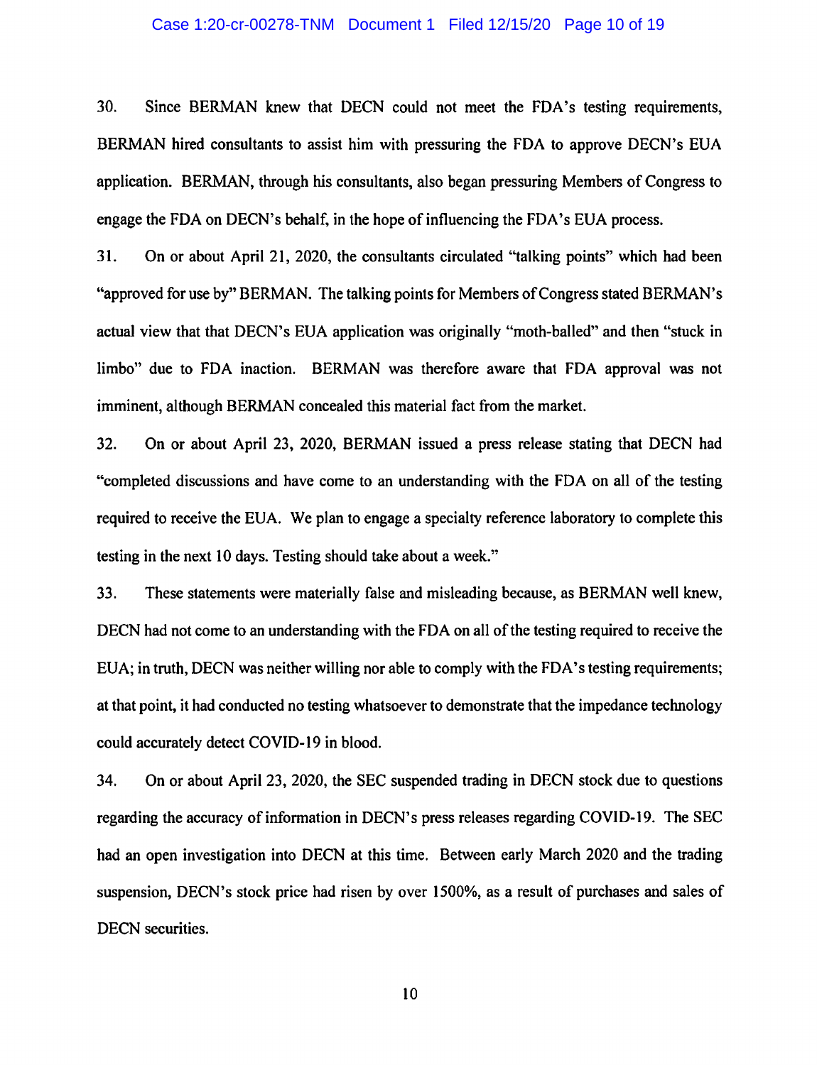30. Since BERMAN knew that DECN could not meet the FDA's testing requirements, BERMAN hired consultants to assist him with pressuring the FDA to approve DECN's EUA application. BERMAN, through his consultants, also began pressuring Members of Congress to engage the FDA on DECN's behalf, in the hope of influencing the FDA's EUA process.

31. On or about April 21, 2020, the consultants circulated "talking points" which had been "approved for use by" BERMAN. The talking points for Members of Congress stated BERMAN's actual view that that DECN's EUA application was originally "moth-balled" and then "stuck in limbo" due to FDA inaction. BERMAN was therefore aware that FDA approval was not imminent, although BERMAN concealed this material fact from the market.

32. On or about April 23, 2020, BERMAN issued a press release stating that DECN had "completed discussions and have come to an understanding with the FDA on all of the testing required to receive the EUA. We plan to engage a specialty reference laboratory to complete this testing in the next 10 days. Testing should take about a week."

33. These statements were materially false and misleading because, as BERMAN well knew, DECN had not come to an understanding with the FDA on all of the testing required to receive the EUA; in truth, DECN was neither willing nor able to comply with the FDA's testing requirements; at that point, it had conducted no testing whatsoever to demonstrate that the impedance technology could accurately detect COVID-19 in blood.

34. On or about April 23, 2020, the SEC suspended trading in DECN stock due to questions regarding the accuracy of information in DECN's press releases regarding COVID-19. The SEC had an open investigation into DECN at this time. Between early March 2020 and the trading suspension, DECN's stock price had risen by over 1500%, as a result of purchases and sales of DECN securities.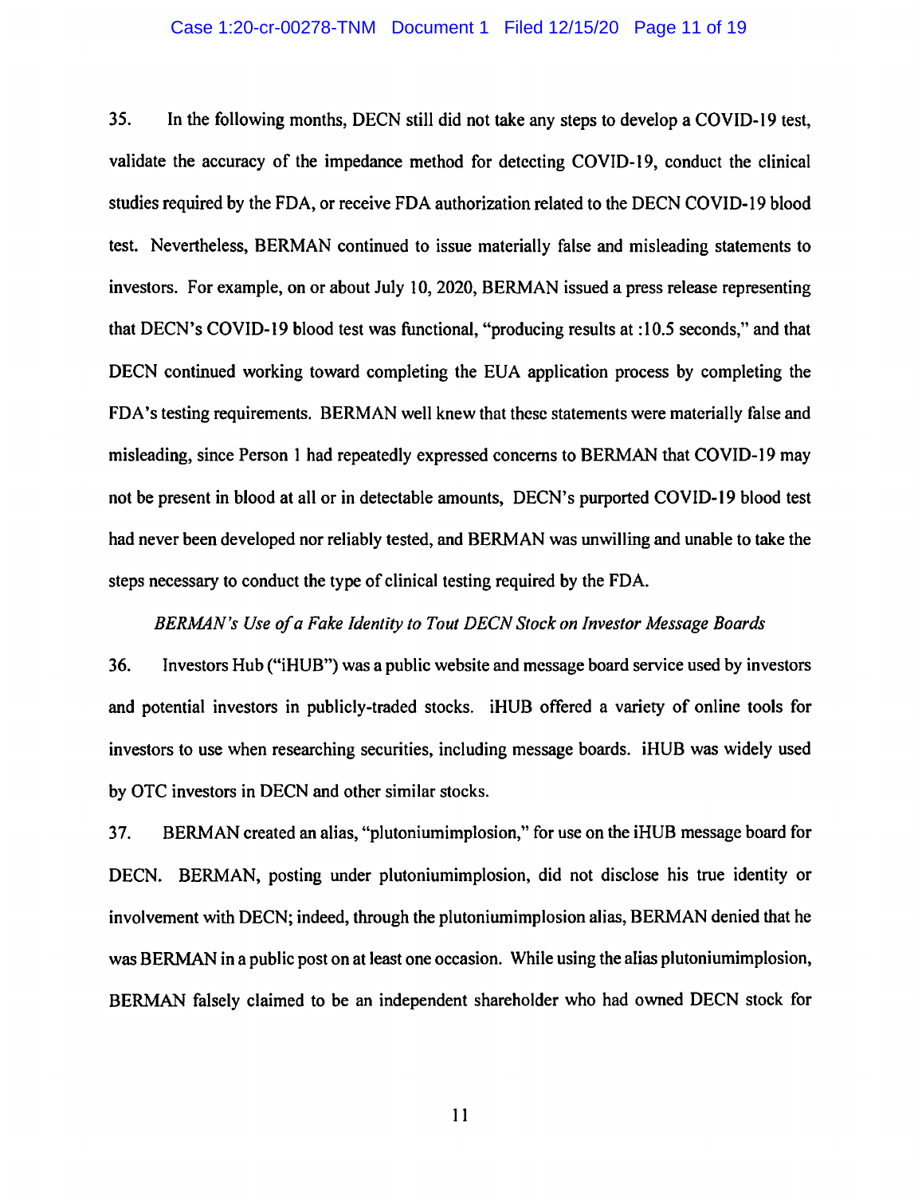35. In the following months, DECN still did not take any steps to develop a COVID-19 test, validate the accuracy of the impedance method for detecting COVID-19, conduct the clinical studies required by the FDA, or receive FDA authorization related to the DECN COVID-19 blood test. Nevertheless, BERMAN continued to issue materially false and misleading statements to investors. For example, on or about July 10, 2020, BERMAN issued a press release representing that DECN's COVID-19 blood test was functional, "producing results at :10.5 seconds," and that DECN continued working toward completing the EUA application process by completing the FDA's testing requirements. BERMAN well knew that these statements were materially false and misleading, since Person 1 had repeatedly expressed concerns to BERMAN that COVID-19 may not be present in blood at all or in detectable amounts, DECN's purported COVID-19 blood test had never been developed nor reliably tested, and BERMAN was unwilling and unable to take the steps necessary to conduct the type of clinical testing required by the FDA.

*BERMAN's Use of a Fake Identity to Tout DECN Stock on Investor Message Boards*

36. Investors Hub ("iHUB") was a public website and message board service used by investors and potential investors in publicly-traded stocks. iHUB offered a variety of online tools for investors to use when researching securities, including message boards. iHUB was widely used by OTC investors in DECN and other similar stocks.

37. BERMAN created an alias, "plutoniumimplosion," for use on the iHUB message board for DECN. BERMAN, posting under plutoniumimplosion, did not disclose his true identity or involvement with DECN; indeed, through the plutoniumimplosion alias, BERMAN denied that he was BERMAN in a public post on at least one occasion. While using the alias plutoniumimplosion, BERMAN falsely claimed to be an independent shareholder who had owned DECN stock for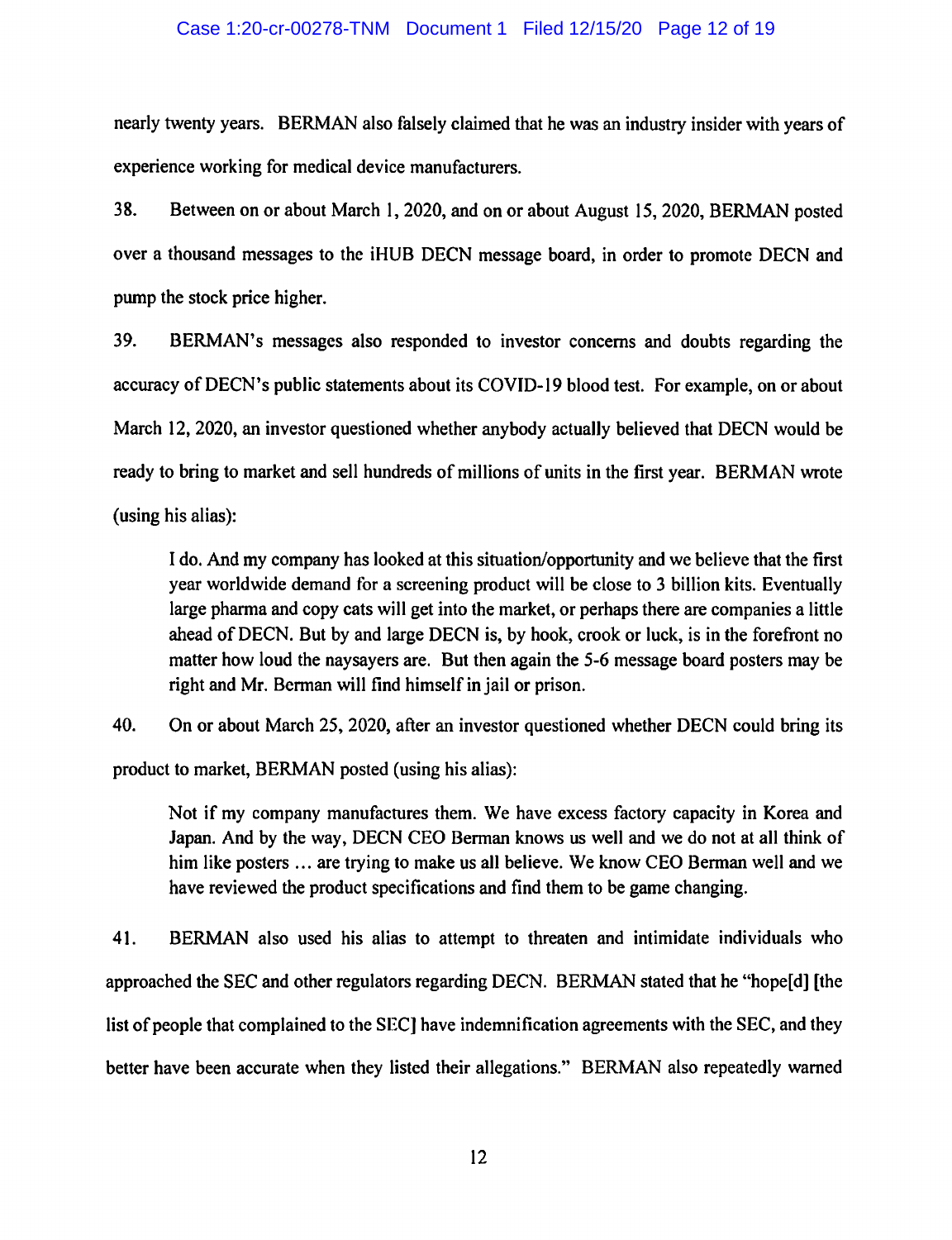nearly twenty years. BERMAN also falsely claimed that he was an industry insider with years of experience working for medical device manufacturers.

38. Between on or about March 1, 2020, and on or about August 15, 2020, BERMAN posted over a thousand messages to the iHUB DECN message board, in order to promote DECN and pump the stock price higher.

39. BERMAN's messages also responded to investor concerns and doubts regarding the accuracy of DECN's public statements about its COVID-19 blood test. For example, on or about March 12, 2020, an investor questioned whether anybody actually believed that DECN would be ready to bring to market and sell hundreds of millions of units in the first year. BERMAN wrote (using his alias):

> I do. And my company has looked at this situation/opportunity and we believe that the first year worldwide demand for a screening product will be close to 3 billion kits. Eventually large pharma and copy cats will get into the market, or perhaps there are companies a little ahead of DECN. But by and large DECN is, by hook, crook or luck, is in the forefront no matter how loud the naysayers are. But then again the 5-6 message board posters may be right and Mr. Berman will find himself in jail or prison.

40. On or about March 25, 2020, after an investor questioned whether DECN could bring its product to market, BERMAN posted (using his alias):

> Not if my company manufactures them. We have excess factory capacity in Korea and Japan. And by the way, DECN CEO Berman knows us well and we do not at all think of him like posters … are trying to make us all believe. We know CEO Berman well and we have reviewed the product specifications and find them to be game changing.

41. BERMAN also used his alias to attempt to threaten and intimidate individuals who approached the SEC and other regulators regarding DECN. BERMAN stated that he "hope[d] [the list of people that complained to the SEC] have indemnification agreements with the SEC, and they better have been accurate when they listed their allegations." BERMAN also repeatedly warned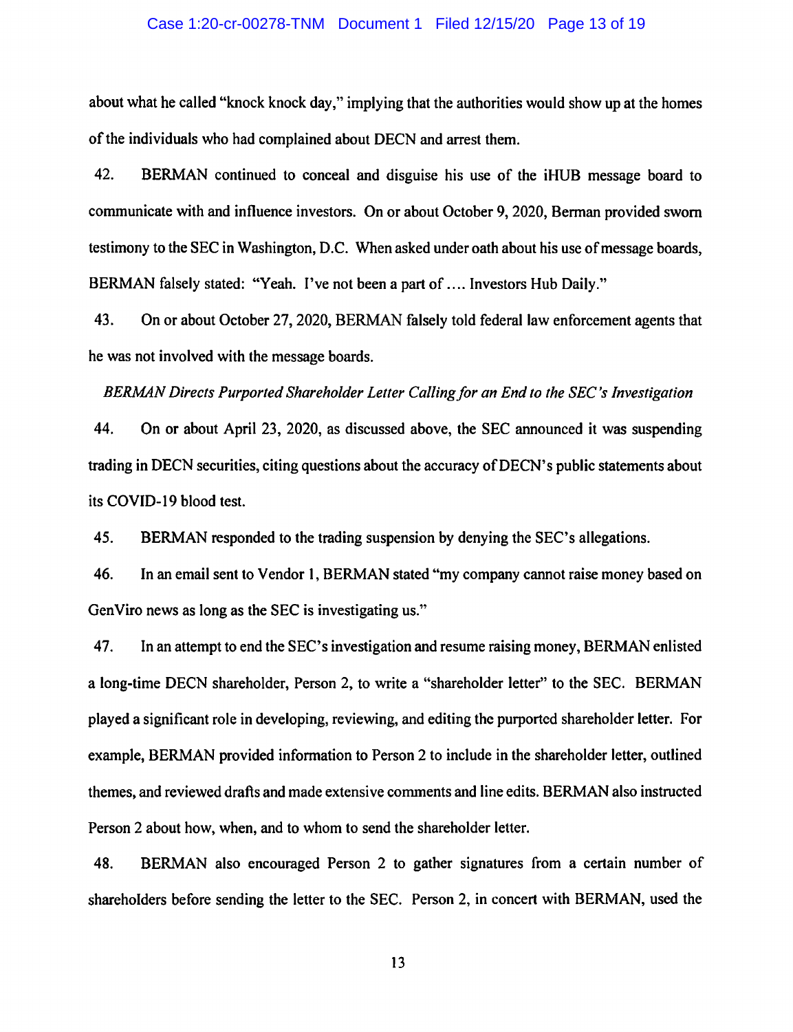about what he called "knock knock day," implying that the authorities would show up at the homes of the individuals who had complained about DECN and arrest them.

42. BERMAN continued to conceal and disguise his use of the iHUB message board to communicate with and influence investors. On or about October 9, 2020, Berman provided sworn testimony to the SEC in Washington, D.C. When asked under oath about his use of message boards, BERMAN falsely stated: "Yeah. I've not been a part of .... Investors Hub Daily."

43. On or about October 27, 2020, BERMAN falsely told federal law enforcement agents that he was not involved with the message boards.

*BERMAN Directs Purported Shareholder Letter Calling for an End to the SEC's Investigation*

44. On or about April 23, 2020, as discussed above, the SEC announced it was suspending trading in DECN securities, citing questions about the accuracy of DECN's public statements about its COVID-19 blood test.

45. BERMAN responded to the trading suspension by denying the SEC's allegations.

46. In an email sent to Vendor 1, BERMAN stated "my company cannot raise money based on GenViro news as long as the SEC is investigating us."

47. In an attempt to end the SEC's investigation and resume raising money, BERMAN enlisted a long-time DECN shareholder, Person 2, to write a "shareholder letter" to the SEC. BERMAN played a significant role in developing, reviewing, and editing the purported shareholder letter. For example, BERMAN provided information to Person 2 to include in the shareholder letter, outlined themes, and reviewed drafts and made extensive comments and line edits. BERMAN also instructed Person 2 about how, when, and to whom to send the shareholder letter.

48. BERMAN also encouraged Person 2 to gather signatures from a certain number of shareholders before sending the letter to the SEC. Person 2, in concert with BERMAN, used the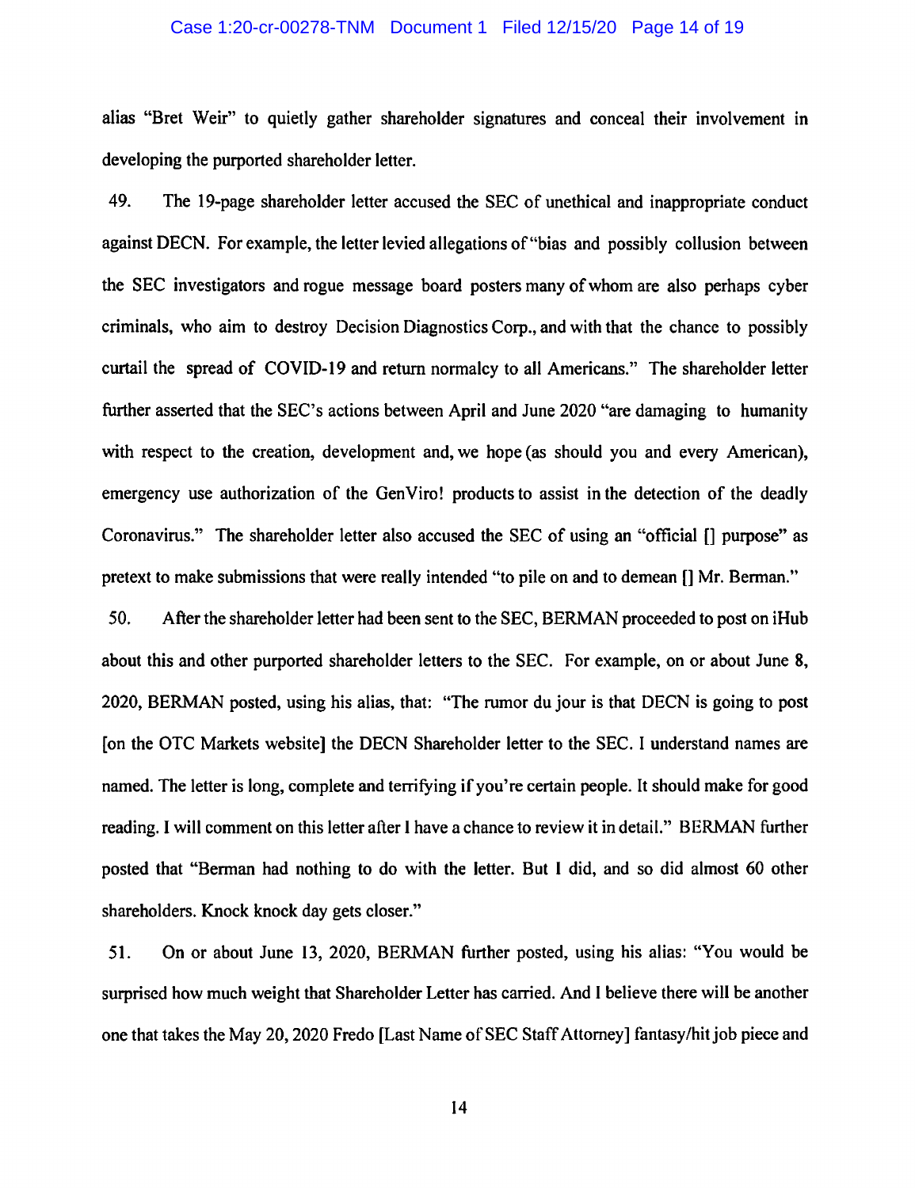alias "Bret Weir" to quietly gather shareholder signatures and conceal their involvement in developing the purported shareholder letter.

49. The 19-page shareholder letter accused the SEC of unethical and inappropriate conduct against DECN. For example, the letter levied allegations of "bias and possibly collusion between the SEC investigators and rogue message board posters many of whom are also perhaps cyber criminals, who aim to destroy Decision Diagnostics Corp., and with that the chance to possibly curtail the spread of COVID-19 and return normalcy to all Americans." The shareholder letter further asserted that the SEC's actions between April and June 2020 "are damaging to humanity with respect to the creation, development and, we hope (as should you and every American), emergency use authorization of the GenViro! products to assist in the detection of the deadly Coronavirus." The shareholder letter also accused the SEC of using an "official [] purpose" as pretext to make submissions that were really intended "to pile on and to demean [] Mr. Berman."

50. After the shareholder letter had been sent to the SEC, BERMAN proceeded to post on iHub about this and other purported shareholder letters to the SEC. For example, on or about June 8, 2020, BERMAN posted, using his alias, that: "The rumor du jour is that DECN is going to post [on the OTC Markets website] the DECN Shareholder letter to the SEC. I understand names are named. The letter is long, complete and terrifying if you're certain people. It should make for good reading. I will comment on this letter after I have a chance to review it in detail." BERMAN further posted that "Berman had nothing to do with the letter. But I did, and so did almost 60 other shareholders. Knock knock day gets closer."

51. On or about June 13, 2020, BERMAN further posted, using his alias: "You would be surprised how much weight that Shareholder Letter has carried. And I believe there will be another one that takes the May 20, 2020 Fredo [Last Name of SEC Staff Attorney] fantasy/hit job piece and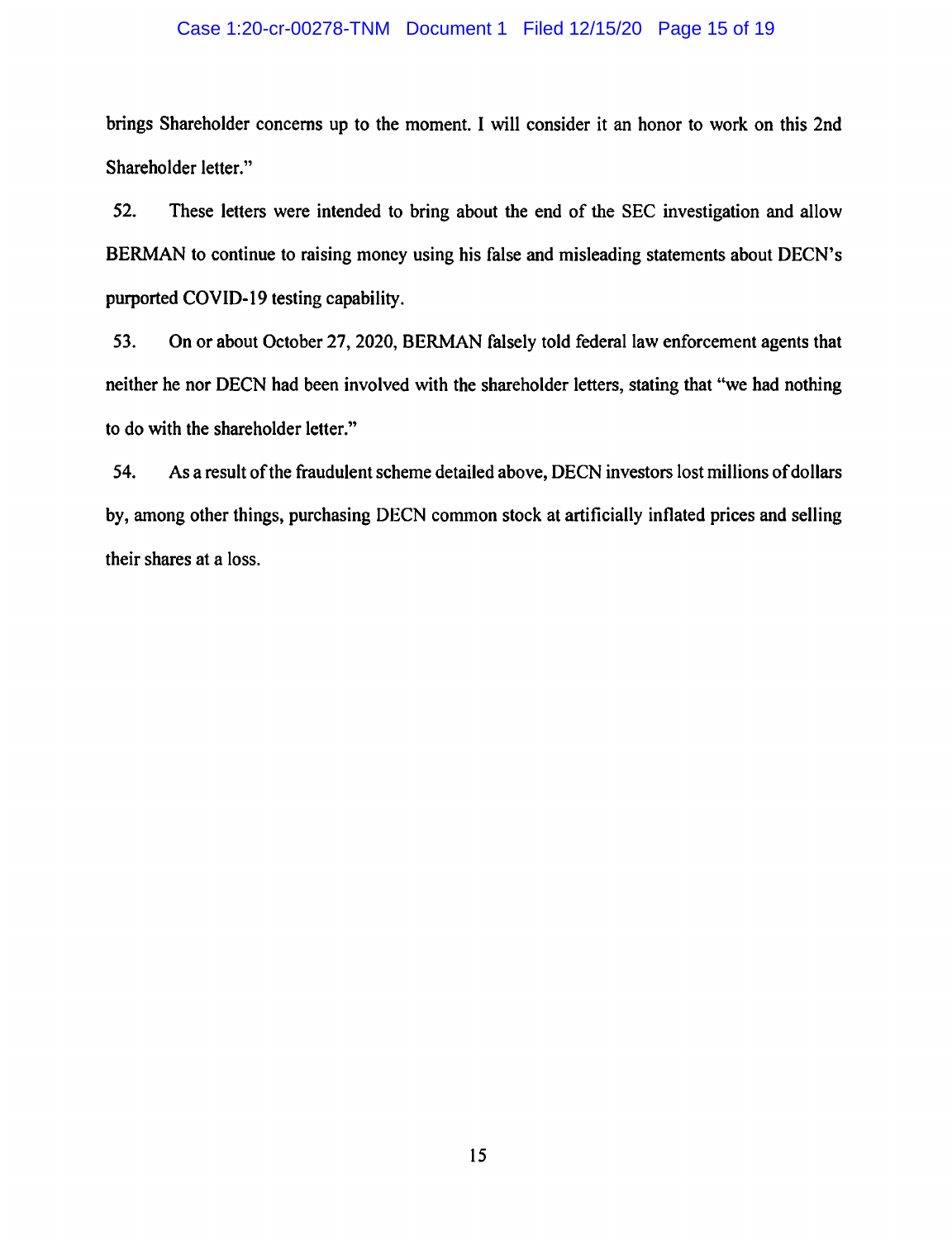brings Shareholder concerns up to the moment. I will consider it an honor to work on this 2nd Shareholder letter."

52. These letters were intended to bring about the end of the SEC investigation and allow BERMAN to continue to raising money using his false and misleading statements about DECN's purported COVID-19 testing capability.

53. On or about October 27, 2020, BERMAN falsely told federal law enforcement agents that neither he nor DECN had been involved with the shareholder letters, stating that "we had nothing to do with the shareholder letter."

54. As a result of the fraudulent scheme detailed above, DECN investors lost millions of dollars by, among other things, purchasing DECN common stock at artificially inflated prices and selling their shares at a loss.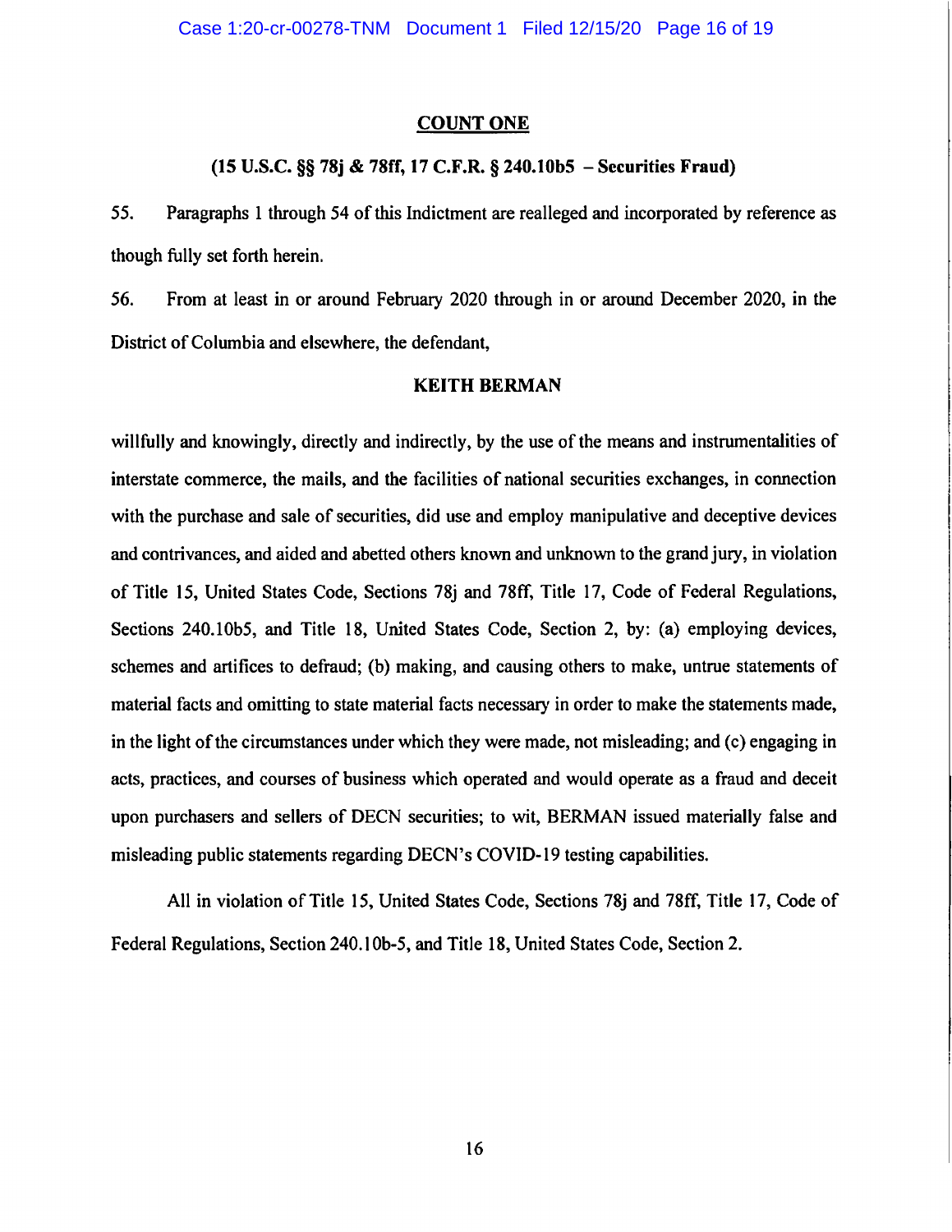## COUNT ONE

### (15 U.S.C. §§ 78j & 78ff, 17 C.F.R. § 240.10b5 – Securities Fraud)

55. Paragraphs 1 through 54 of this Indictment are realleged and incorporated by reference as though fully set forth herein.

56. From at least in or around February 2020 through in or around December 2020, in the District of Columbia and elsewhere, the defendant,

**KEITH BERMAN**

willfully and knowingly, directly and indirectly, by the use of the means and instrumentalities of interstate commerce, the mails, and the facilities of national securities exchanges, in connection with the purchase and sale of securities, did use and employ manipulative and deceptive devices and contrivances, and aided and abetted others known and unknown to the grand jury, in violation of Title 15, United States Code, Sections 78j and 78ff, Title 17, Code of Federal Regulations, Sections 240.10b5, and Title 18, United States Code, Section 2, by: (a) employing devices, schemes and artifices to defraud; (b) making, and causing others to make, untrue statements of material facts and omitting to state material facts necessary in order to make the statements made, in the light of the circumstances under which they were made, not misleading; and (c) engaging in acts, practices, and courses of business which operated and would operate as a fraud and deceit upon purchasers and sellers of DECN securities; to wit, BERMAN issued materially false and misleading public statements regarding DECN's COVID-19 testing capabilities.

All in violation of Title 15, United States Code, Sections 78j and 78ff, Title 17, Code of Federal Regulations, Section 240.10b-5, and Title 18, United States Code, Section 2.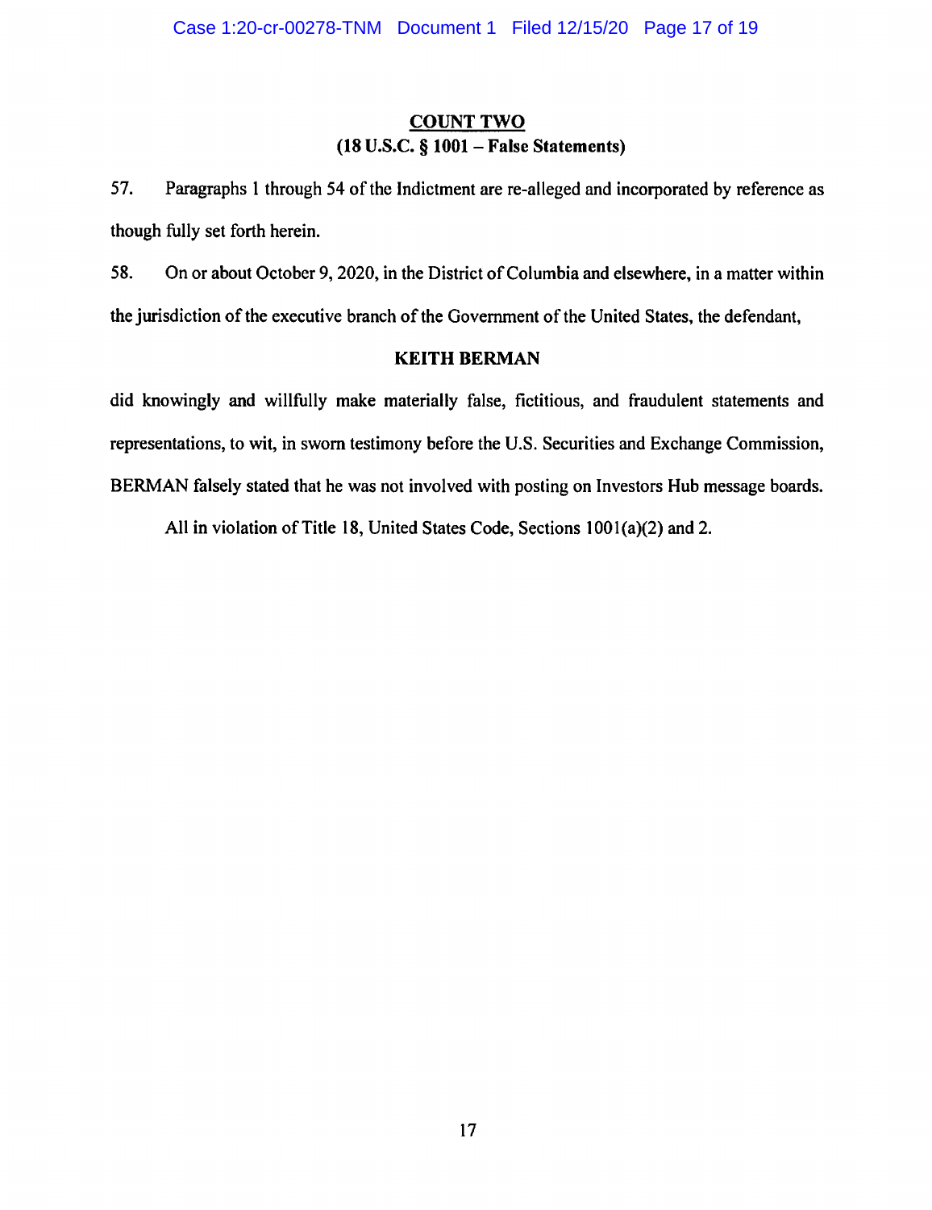## COUNT TWO
### (18 U.S.C. § 1001 – False Statements)

57. Paragraphs 1 through 54 of the Indictment are re-alleged and incorporated by reference as though fully set forth herein.

58. On or about October 9, 2020, in the District of Columbia and elsewhere, in a matter within the jurisdiction of the executive branch of the Government of the United States, the defendant,

**KEITH BERMAN**

did knowingly and willfully make materially false, fictitious, and fraudulent statements and representations, to wit, in sworn testimony before the U.S. Securities and Exchange Commission, BERMAN falsely stated that he was not involved with posting on Investors Hub message boards.

All in violation of Title 18, United States Code, Sections 1001(a)(2) and 2.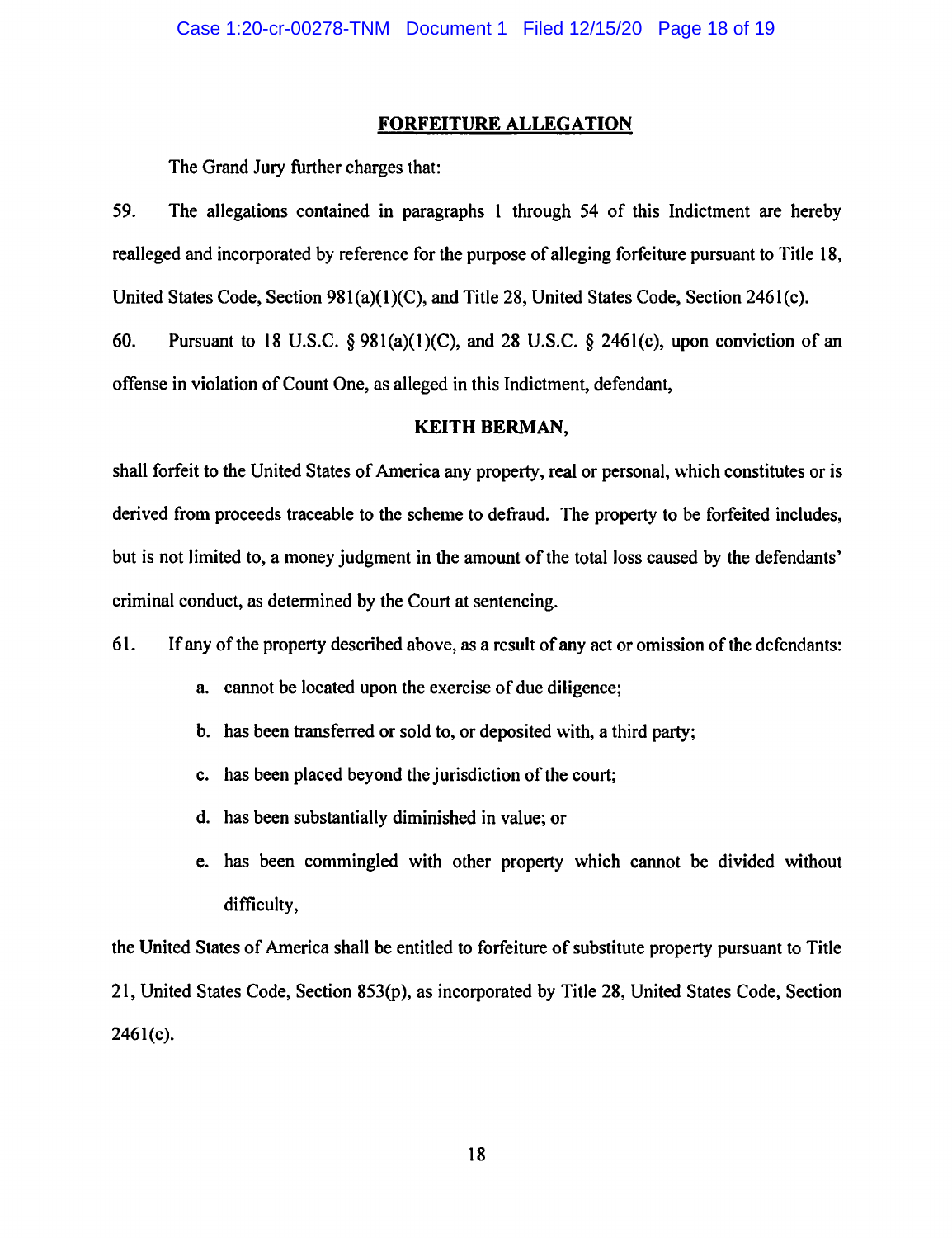## FORFEITURE ALLEGATION

The Grand Jury further charges that:

59. The allegations contained in paragraphs 1 through 54 of this Indictment are hereby realleged and incorporated by reference for the purpose of alleging forfeiture pursuant to Title 18, United States Code, Section 981(a)(1)(C), and Title 28, United States Code, Section 2461(c).

60. Pursuant to 18 U.S.C. § 981(a)(1)(C), and 28 U.S.C. § 2461(c), upon conviction of an offense in violation of Count One, as alleged in this Indictment, defendant,

**KEITH BERMAN,**

shall forfeit to the United States of America any property, real or personal, which constitutes or is derived from proceeds traceable to the scheme to defraud. The property to be forfeited includes, but is not limited to, a money judgment in the amount of the total loss caused by the defendants' criminal conduct, as determined by the Court at sentencing.

61. If any of the property described above, as a result of any act or omission of the defendants:

a. cannot be located upon the exercise of due diligence;

b. has been transferred or sold to, or deposited with, a third party;

c. has been placed beyond the jurisdiction of the court;

d. has been substantially diminished in value; or

e. has been commingled with other property which cannot be divided without difficulty,

the United States of America shall be entitled to forfeiture of substitute property pursuant to Title 21, United States Code, Section 853(p), as incorporated by Title 28, United States Code, Section 2461(c).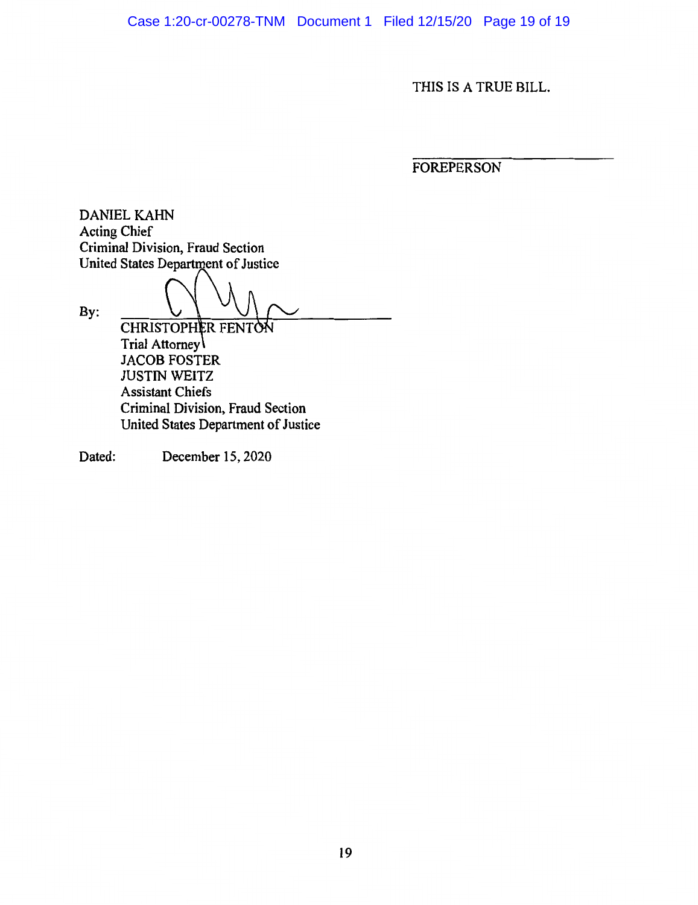THIS IS A TRUE BILL.

\_\_\_\_\_\_\_\_\_\_\_\_\_\_\_\_\_\_\_\_\_\_\_\_
FOREPERSON

DANIEL KAHN
Acting Chief
Criminal Division, Fraud Section
United States Department of Justice

By: \_\_\_\_\_\_\_\_\_\_\_\_\_\_\_\_\_\_\_\_\_\_\_\_\_\_\_\_\_\_\_\_
CHRISTOPHER FENTON
Trial Attorney
JACOB FOSTER
JUSTIN WEITZ
Assistant Chiefs
Criminal Division, Fraud Section
United States Department of Justice

Dated: December 15, 2020